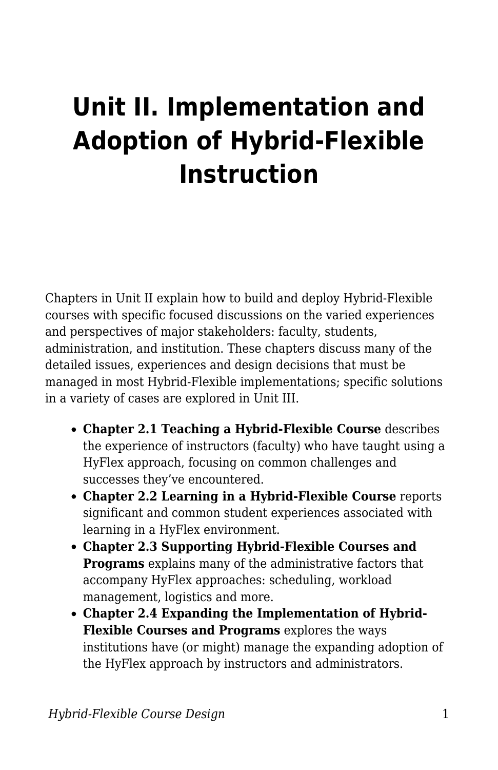# Unit II. Implementation and Adoption of Hybrid-Flexible Instruction

Chapters in Unit II explain how to build and deploy Hybrid-Flexible courses with specific focused discussions on the varied experiences and perspectives of major stakeholders: faculty, students, administration, and institution. These chapters discuss many of the detailed issues, experiences and design decisions that must be managed in most Hybrid-Flexible implementations; specific solutions in a variety of cases are explored in Unit III.

- **Chapter 2.1 Teaching a Hybrid-Flexible Course** describes the experience of instructors (faculty) who have taught using a HyFlex approach, focusing on common challenges and successes they've encountered.
- **Chapter 2.2 Learning in a Hybrid-Flexible Course** reports significant and common student experiences associated with learning in a HyFlex environment.
- **Chapter 2.3 Supporting Hybrid-Flexible Courses and Programs** explains many of the administrative factors that accompany HyFlex approaches: scheduling, workload management, logistics and more.
- **Chapter 2.4 Expanding the Implementation of Hybrid-Flexible Courses and Programs** explores the ways institutions have (or might) manage the expanding adoption of the HyFlex approach by instructors and administrators.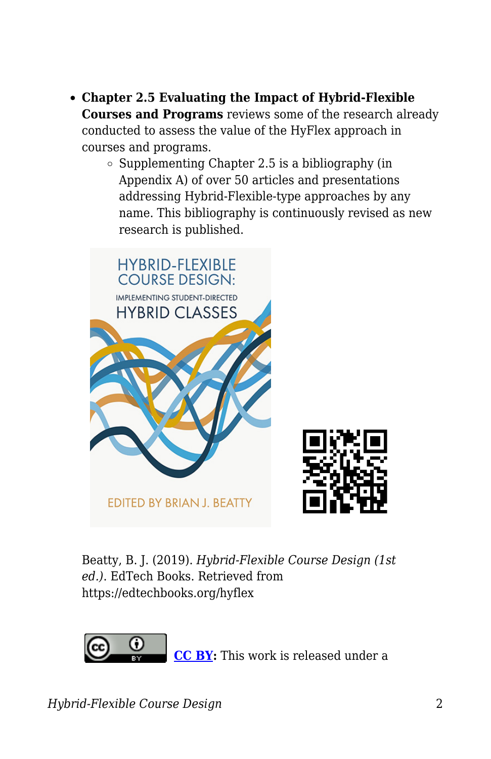- **Chapter 2.5 Evaluating the Impact of Hybrid-Flexible Courses and Programs** reviews some of the research already conducted to assess the value of the HyFlex approach in courses and programs.
    - Supplementing Chapter 2.5 is a bibliography (in Appendix A) of over 50 articles and presentations addressing Hybrid-Flexible-type approaches by any name. This bibliography is continuously revised as new research is published.

Beatty, B. J. (2019). *Hybrid-Flexible Course Design (1st ed.)*. EdTech Books. Retrieved from https://edtechbooks.org/hyflex

**CC BY:** This work is released under a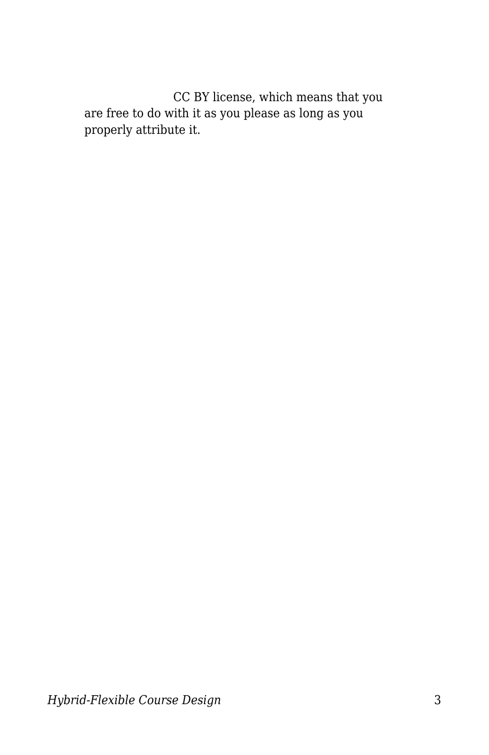CC BY license, which means that you are free to do with it as you please as long as you properly attribute it.